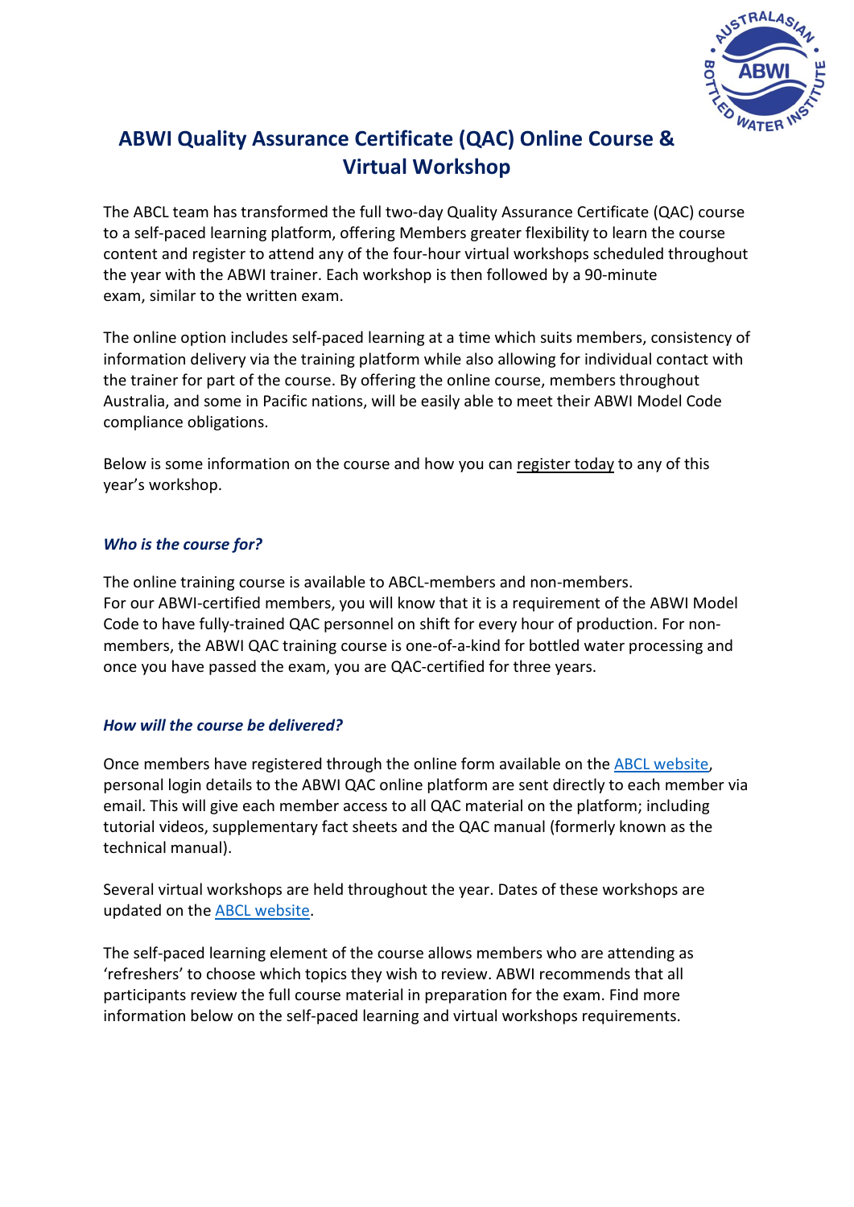# ABWI Quality Assurance Certificate (QAC) Online Course & Virtual Workshop

The ABCL team has transformed the full two-day Quality Assurance Certificate (QAC) course to a self-paced learning platform, offering Members greater flexibility to learn the course content and register to attend any of the four-hour virtual workshops scheduled throughout the year with the ABWI trainer. Each workshop is then followed by a 90-minute exam, similar to the written exam.

The online option includes self-paced learning at a time which suits members, consistency of information delivery via the training platform while also allowing for individual contact with the trainer for part of the course. By offering the online course, members throughout Australia, and some in Pacific nations, will be easily able to meet their ABWI Model Code compliance obligations.

Below is some information on the course and how you can register today to any of this year's workshop.

### *Who is the course for?*

The online training course is available to ABCL-members and non-members.
For our ABWI-certified members, you will know that it is a requirement of the ABWI Model Code to have fully-trained QAC personnel on shift for every hour of production. For non-members, the ABWI QAC training course is one-of-a-kind for bottled water processing and once you have passed the exam, you are QAC-certified for three years.

### *How will the course be delivered?*

Once members have registered through the online form available on the ABCL website, personal login details to the ABWI QAC online platform are sent directly to each member via email. This will give each member access to all QAC material on the platform; including tutorial videos, supplementary fact sheets and the QAC manual (formerly known as the technical manual).

Several virtual workshops are held throughout the year. Dates of these workshops are updated on the ABCL website.

The self-paced learning element of the course allows members who are attending as 'refreshers' to choose which topics they wish to review. ABWI recommends that all participants review the full course material in preparation for the exam. Find more information below on the self-paced learning and virtual workshops requirements.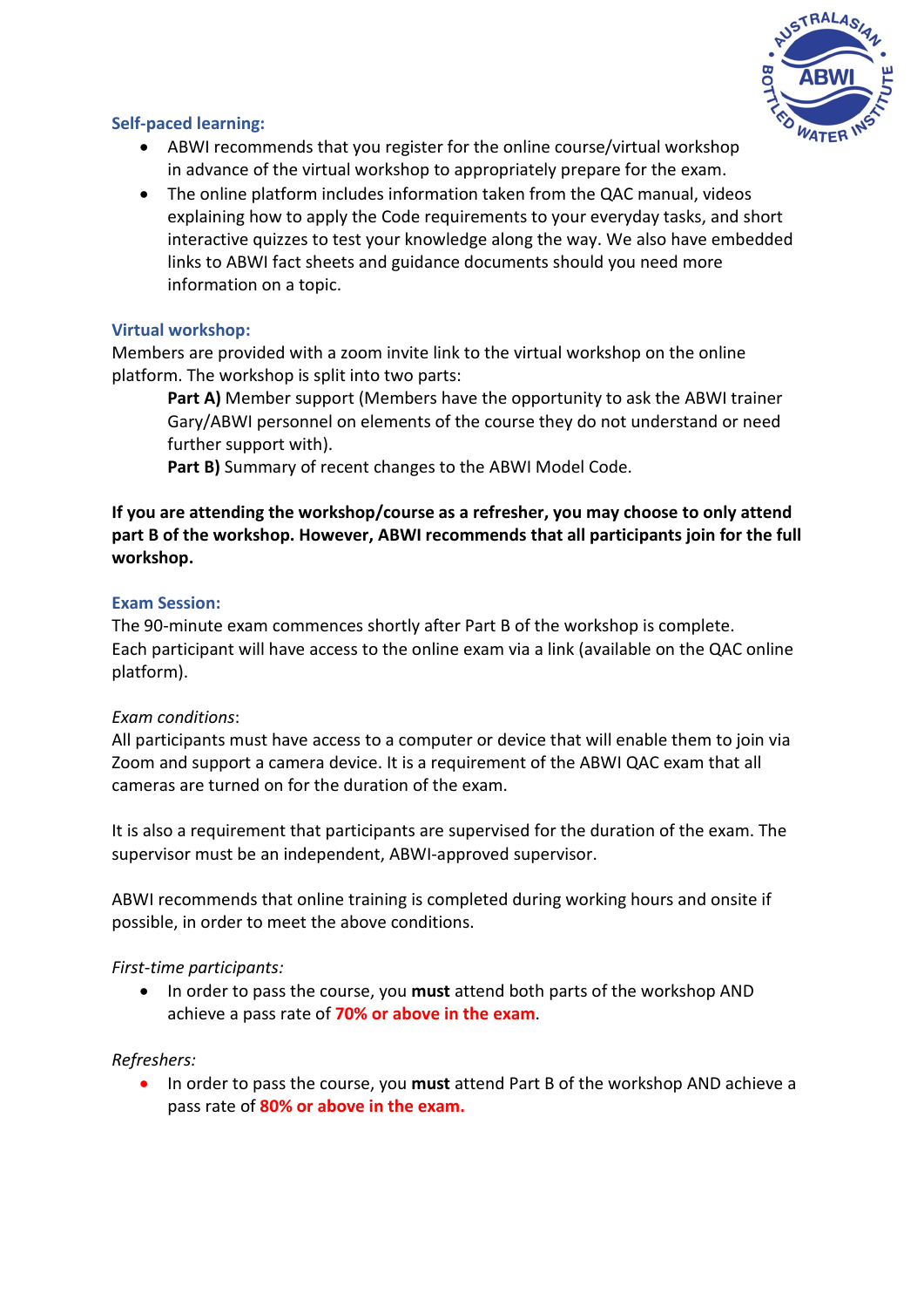### Self-paced learning:

- ABWI recommends that you register for the online course/virtual workshop in advance of the virtual workshop to appropriately prepare for the exam.
- The online platform includes information taken from the QAC manual, videos explaining how to apply the Code requirements to your everyday tasks, and short interactive quizzes to test your knowledge along the way. We also have embedded links to ABWI fact sheets and guidance documents should you need more information on a topic.

### Virtual workshop:

Members are provided with a zoom invite link to the virtual workshop on the online platform. The workshop is split into two parts:

**Part A)** Member support (Members have the opportunity to ask the ABWI trainer Gary/ABWI personnel on elements of the course they do not understand or need further support with).

**Part B)** Summary of recent changes to the ABWI Model Code.

**If you are attending the workshop/course as a refresher, you may choose to only attend part B of the workshop. However, ABWI recommends that all participants join for the full workshop.**

### Exam Session:

The 90-minute exam commences shortly after Part B of the workshop is complete. Each participant will have access to the online exam via a link (available on the QAC online platform).

*Exam conditions*:

All participants must have access to a computer or device that will enable them to join via Zoom and support a camera device. It is a requirement of the ABWI QAC exam that all cameras are turned on for the duration of the exam.

It is also a requirement that participants are supervised for the duration of the exam. The supervisor must be an independent, ABWI-approved supervisor.

ABWI recommends that online training is completed during working hours and onsite if possible, in order to meet the above conditions.

*First-time participants:*

- In order to pass the course, you **must** attend both parts of the workshop AND achieve a pass rate of **70% or above in the exam**.

*Refreshers:*

- In order to pass the course, you **must** attend Part B of the workshop AND achieve a pass rate of **80% or above in the exam.**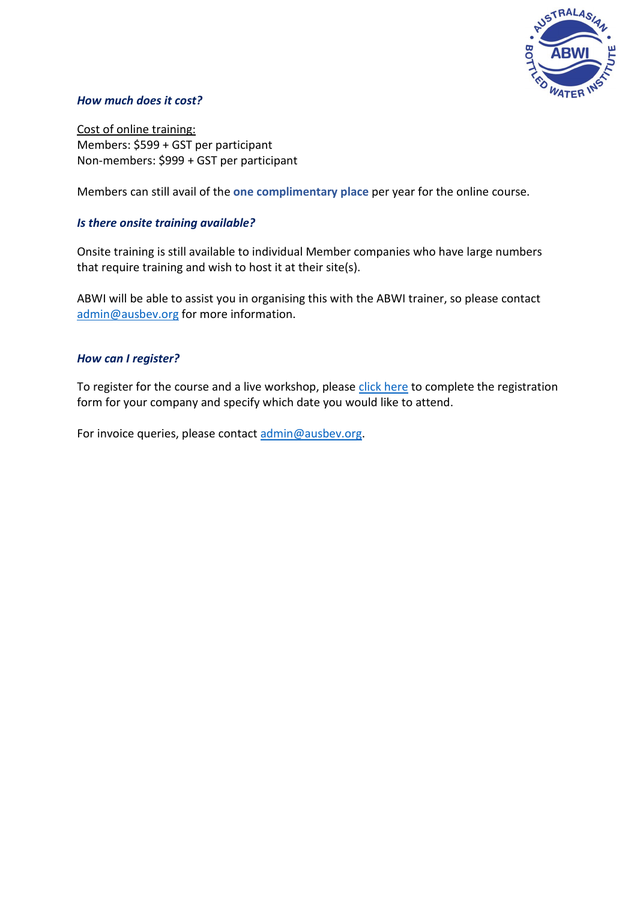### *How much does it cost?*

Cost of online training:
Members: $599 + GST per participant
Non-members: $999 + GST per participant

Members can still avail of the **one complimentary place** per year for the online course.

### *Is there onsite training available?*

Onsite training is still available to individual Member companies who have large numbers that require training and wish to host it at their site(s).

ABWI will be able to assist you in organising this with the ABWI trainer, so please contact admin@ausbev.org for more information.

### *How can I register?*

To register for the course and a live workshop, please click here to complete the registration form for your company and specify which date you would like to attend.

For invoice queries, please contact admin@ausbev.org.